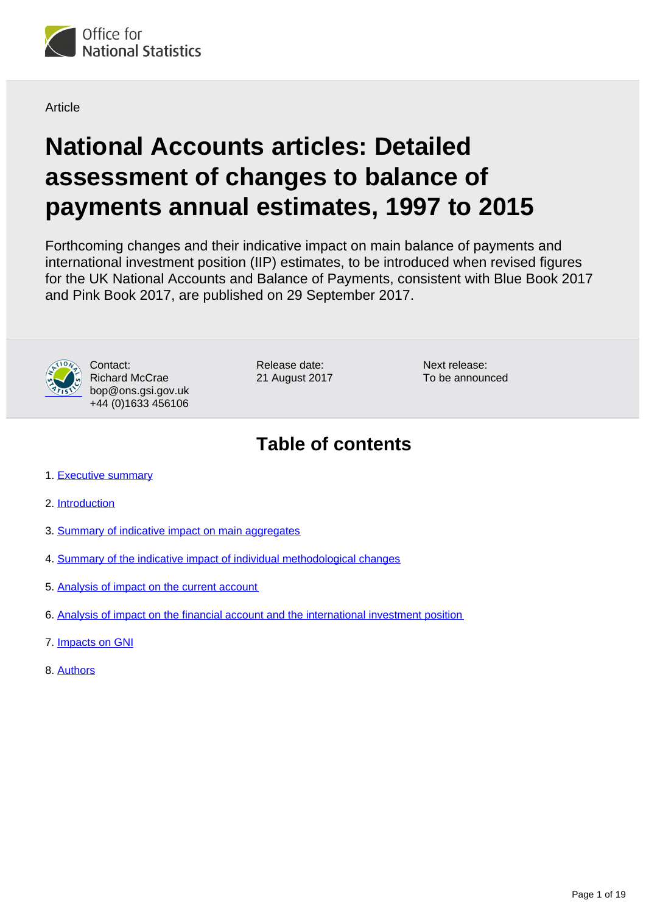Office for National Statistics

Article

# National Accounts articles: Detailed assessment of changes to balance of payments annual estimates, 1997 to 2015

Forthcoming changes and their indicative impact on main balance of payments and international investment position (IIP) estimates, to be introduced when revised figures for the UK National Accounts and Balance of Payments, consistent with Blue Book 2017 and Pink Book 2017, are published on 29 September 2017.

Contact:
Richard McCrae
bop@ons.gsi.gov.uk
+44 (0)1633 456106

Release date:
21 August 2017

Next release:
To be announced

## Table of contents

1. Executive summary
2. Introduction
3. Summary of indicative impact on main aggregates
4. Summary of the indicative impact of individual methodological changes
5. Analysis of impact on the current account
6. Analysis of impact on the financial account and the international investment position
7. Impacts on GNI
8. Authors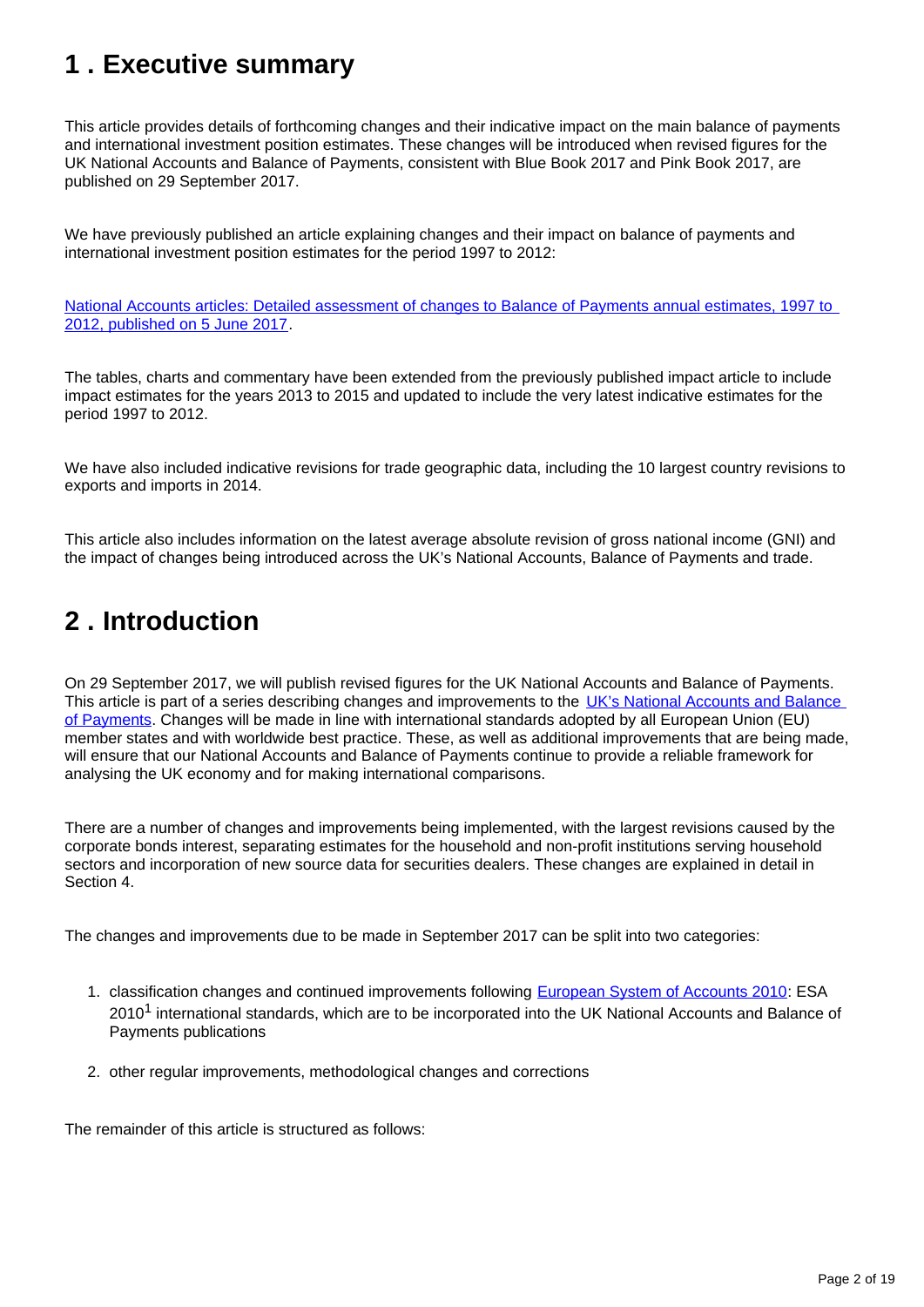## 1 . Executive summary

This article provides details of forthcoming changes and their indicative impact on the main balance of payments and international investment position estimates. These changes will be introduced when revised figures for the UK National Accounts and Balance of Payments, consistent with Blue Book 2017 and Pink Book 2017, are published on 29 September 2017.

We have previously published an article explaining changes and their impact on balance of payments and international investment position estimates for the period 1997 to 2012:

National Accounts articles: Detailed assessment of changes to Balance of Payments annual estimates, 1997 to 2012, published on 5 June 2017.

The tables, charts and commentary have been extended from the previously published impact article to include impact estimates for the years 2013 to 2015 and updated to include the very latest indicative estimates for the period 1997 to 2012.

We have also included indicative revisions for trade geographic data, including the 10 largest country revisions to exports and imports in 2014.

This article also includes information on the latest average absolute revision of gross national income (GNI) and the impact of changes being introduced across the UK's National Accounts, Balance of Payments and trade.

## 2 . Introduction

On 29 September 2017, we will publish revised figures for the UK National Accounts and Balance of Payments. This article is part of a series describing changes and improvements to the UK's National Accounts and Balance of Payments. Changes will be made in line with international standards adopted by all European Union (EU) member states and with worldwide best practice. These, as well as additional improvements that are being made, will ensure that our National Accounts and Balance of Payments continue to provide a reliable framework for analysing the UK economy and for making international comparisons.

There are a number of changes and improvements being implemented, with the largest revisions caused by the corporate bonds interest, separating estimates for the household and non-profit institutions serving household sectors and incorporation of new source data for securities dealers. These changes are explained in detail in Section 4.

The changes and improvements due to be made in September 2017 can be split into two categories:

1. classification changes and continued improvements following European System of Accounts 2010: ESA 2010[1] international standards, which are to be incorporated into the UK National Accounts and Balance of Payments publications
2. other regular improvements, methodological changes and corrections

The remainder of this article is structured as follows: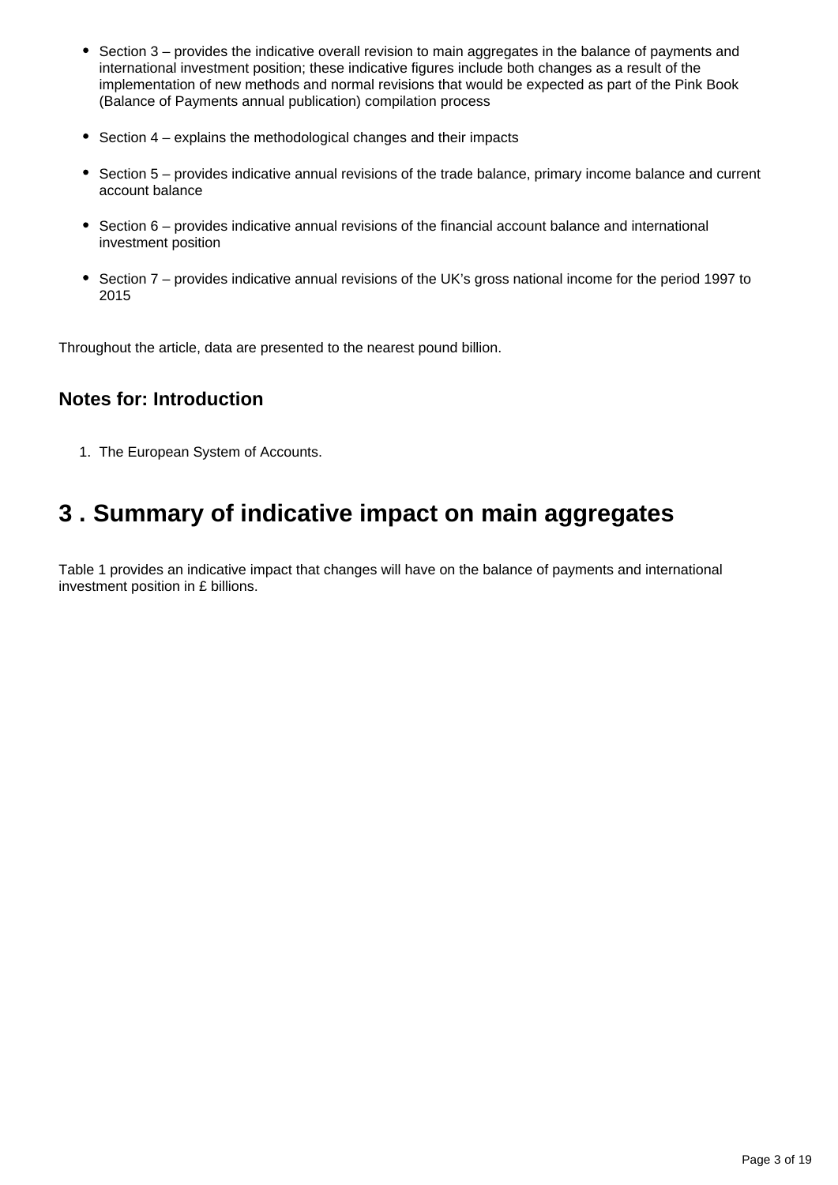- Section 3 – provides the indicative overall revision to main aggregates in the balance of payments and international investment position; these indicative figures include both changes as a result of the implementation of new methods and normal revisions that would be expected as part of the Pink Book (Balance of Payments annual publication) compilation process

- Section 4 – explains the methodological changes and their impacts

- Section 5 – provides indicative annual revisions of the trade balance, primary income balance and current account balance

- Section 6 – provides indicative annual revisions of the financial account balance and international investment position

- Section 7 – provides indicative annual revisions of the UK's gross national income for the period 1997 to 2015

Throughout the article, data are presented to the nearest pound billion.

### Notes for: Introduction

1. The European System of Accounts.

## 3 . Summary of indicative impact on main aggregates

Table 1 provides an indicative impact that changes will have on the balance of payments and international investment position in £ billions.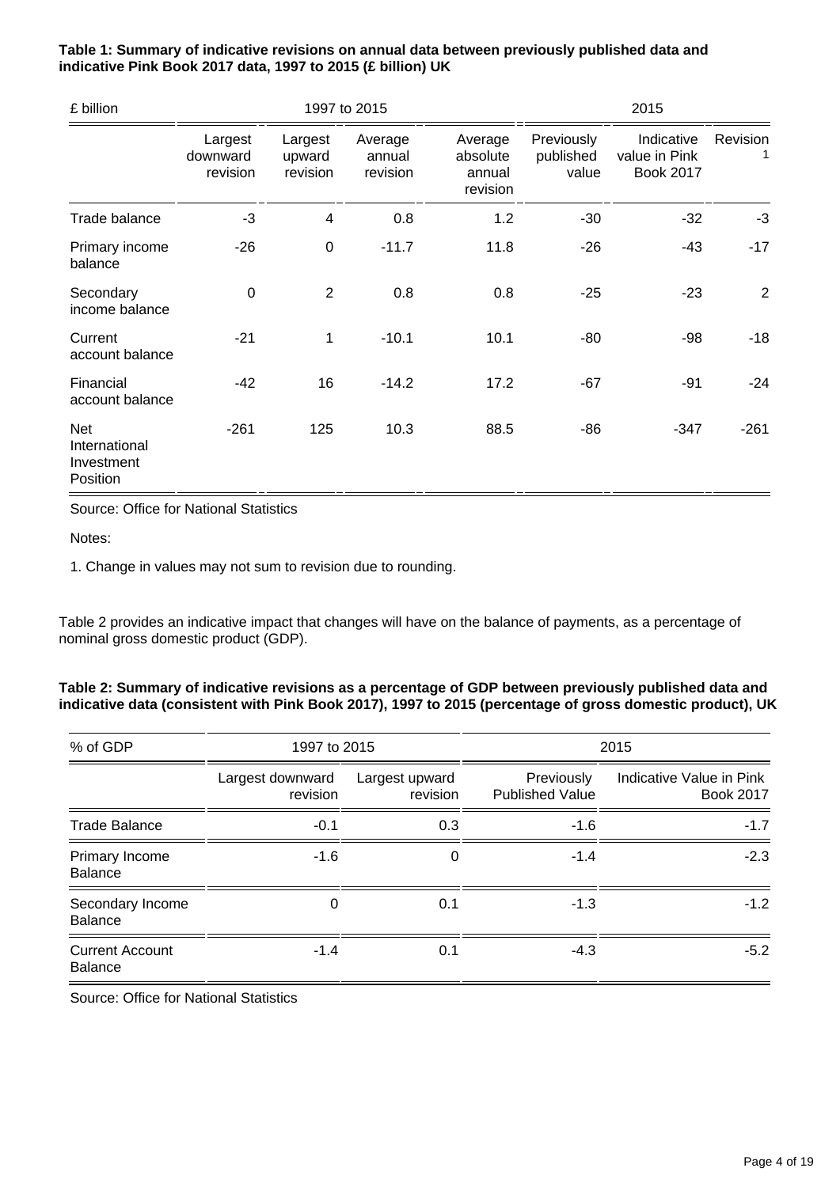**Table 1: Summary of indicative revisions on annual data between previously published data and indicative Pink Book 2017 data, 1997 to 2015 (£ billion) UK**

| £ billion | 1997 to 2015 | | | | 2015 | | |
|---|---|---|---|---|---|---|---|
| | Largest downward revision | Largest upward revision | Average annual revision | Average absolute annual revision | Previously published value | Indicative value in Pink Book 2017 | Revision 1 |
| Trade balance | -3 | 4 | 0.8 | 1.2 | -30 | -32 | -3 |
| Primary income balance | -26 | 0 | -11.7 | 11.8 | -26 | -43 | -17 |
| Secondary income balance | 0 | 2 | 0.8 | 0.8 | -25 | -23 | 2 |
| Current account balance | -21 | 1 | -10.1 | 10.1 | -80 | -98 | -18 |
| Financial account balance | -42 | 16 | -14.2 | 17.2 | -67 | -91 | -24 |
| Net International Investment Position | -261 | 125 | 10.3 | 88.5 | -86 | -347 | -261 |

Source: Office for National Statistics

Notes:

1. Change in values may not sum to revision due to rounding.

Table 2 provides an indicative impact that changes will have on the balance of payments, as a percentage of nominal gross domestic product (GDP).

**Table 2: Summary of indicative revisions as a percentage of GDP between previously published data and indicative data (consistent with Pink Book 2017), 1997 to 2015 (percentage of gross domestic product), UK**

| % of GDP | 1997 to 2015 | | 2015 | |
|---|---|---|---|---|
| | Largest downward revision | Largest upward revision | Previously Published Value | Indicative Value in Pink Book 2017 |
| Trade Balance | -0.1 | 0.3 | -1.6 | -1.7 |
| Primary Income Balance | -1.6 | 0 | -1.4 | -2.3 |
| Secondary Income Balance | 0 | 0.1 | -1.3 | -1.2 |
| Current Account Balance | -1.4 | 0.1 | -4.3 | -5.2 |

Source: Office for National Statistics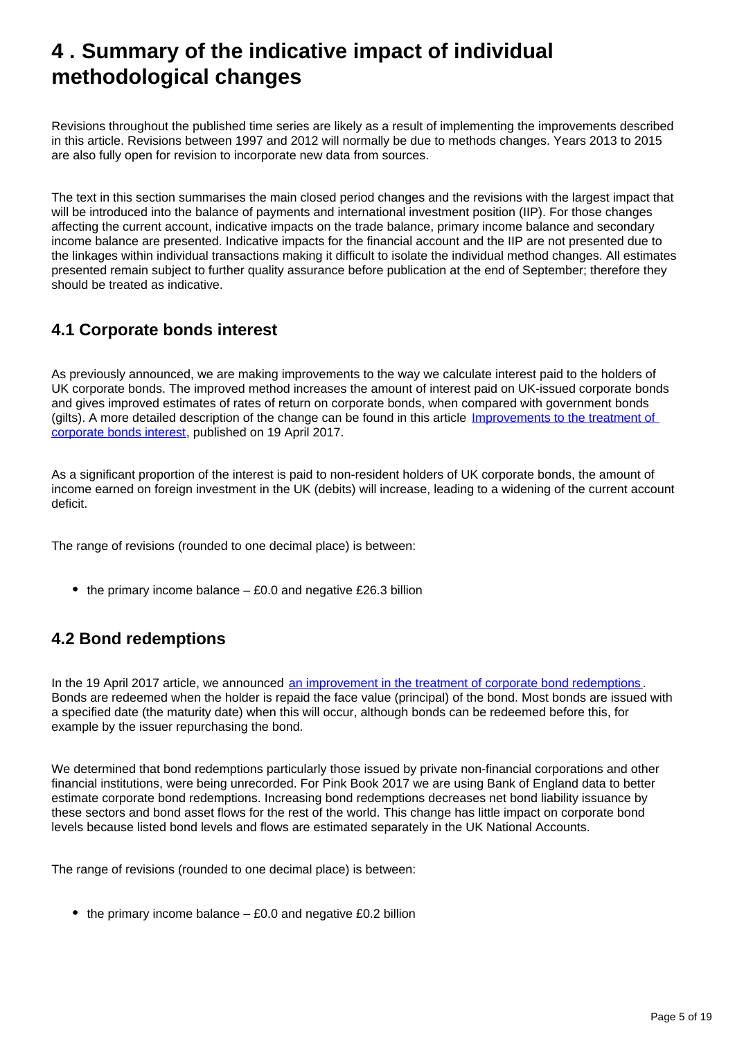# 4 . Summary of the indicative impact of individual methodological changes

Revisions throughout the published time series are likely as a result of implementing the improvements described in this article. Revisions between 1997 and 2012 will normally be due to methods changes. Years 2013 to 2015 are also fully open for revision to incorporate new data from sources.

The text in this section summarises the main closed period changes and the revisions with the largest impact that will be introduced into the balance of payments and international investment position (IIP). For those changes affecting the current account, indicative impacts on the trade balance, primary income balance and secondary income balance are presented. Indicative impacts for the financial account and the IIP are not presented due to the linkages within individual transactions making it difficult to isolate the individual method changes. All estimates presented remain subject to further quality assurance before publication at the end of September; therefore they should be treated as indicative.

## 4.1 Corporate bonds interest

As previously announced, we are making improvements to the way we calculate interest paid to the holders of UK corporate bonds. The improved method increases the amount of interest paid on UK-issued corporate bonds and gives improved estimates of rates of return on corporate bonds, when compared with government bonds (gilts). A more detailed description of the change can be found in this article [Improvements to the treatment of corporate bonds interest](), published on 19 April 2017.

As a significant proportion of the interest is paid to non-resident holders of UK corporate bonds, the amount of income earned on foreign investment in the UK (debits) will increase, leading to a widening of the current account deficit.

The range of revisions (rounded to one decimal place) is between:

- the primary income balance – £0.0 and negative £26.3 billion

## 4.2 Bond redemptions

In the 19 April 2017 article, we announced [an improvement in the treatment of corporate bond redemptions](). Bonds are redeemed when the holder is repaid the face value (principal) of the bond. Most bonds are issued with a specified date (the maturity date) when this will occur, although bonds can be redeemed before this, for example by the issuer repurchasing the bond.

We determined that bond redemptions particularly those issued by private non-financial corporations and other financial institutions, were being unrecorded. For Pink Book 2017 we are using Bank of England data to better estimate corporate bond redemptions. Increasing bond redemptions decreases net bond liability issuance by these sectors and bond asset flows for the rest of the world. This change has little impact on corporate bond levels because listed bond levels and flows are estimated separately in the UK National Accounts.

The range of revisions (rounded to one decimal place) is between:

- the primary income balance – £0.0 and negative £0.2 billion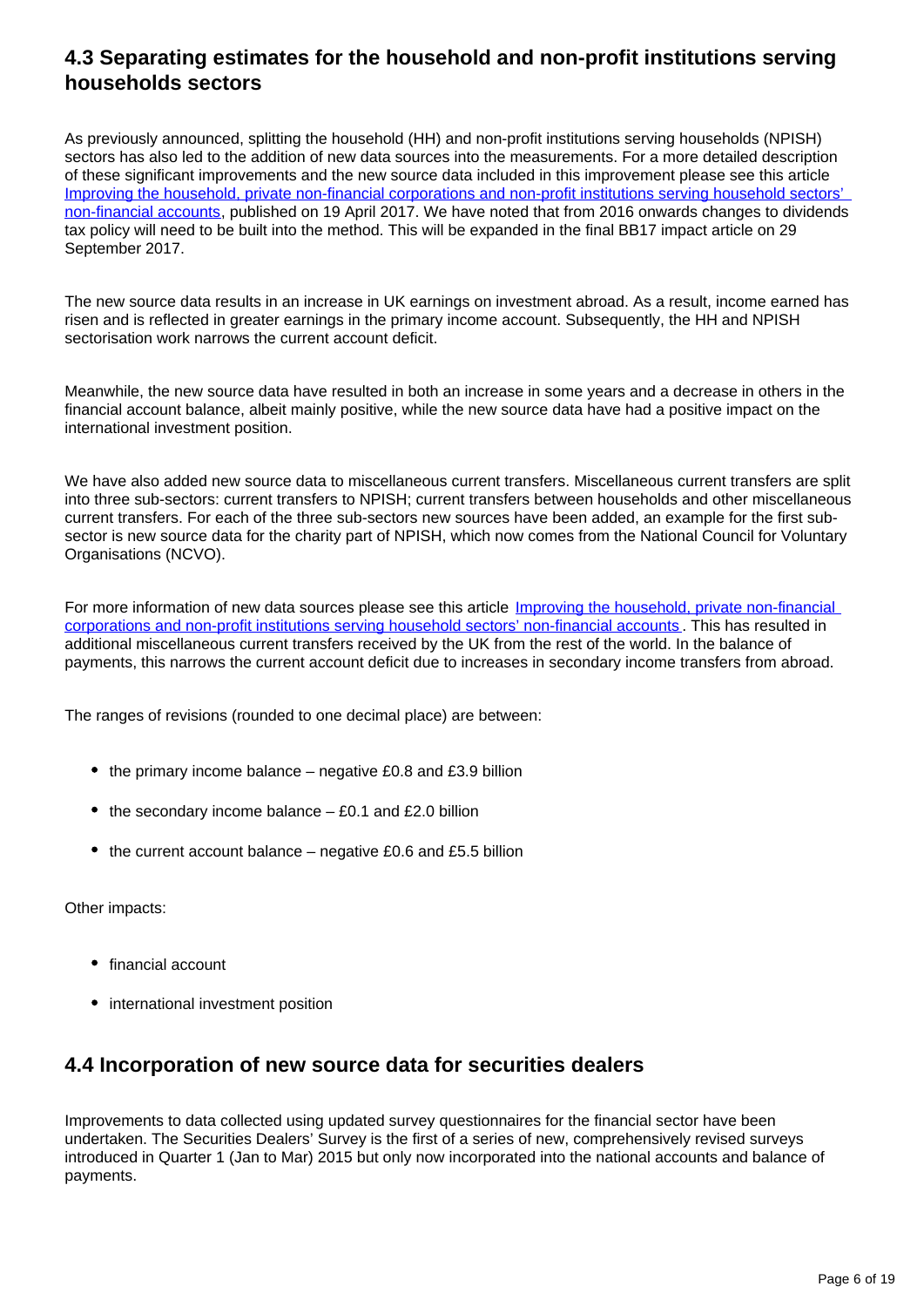## 4.3 Separating estimates for the household and non-profit institutions serving households sectors

As previously announced, splitting the household (HH) and non-profit institutions serving households (NPISH) sectors has also led to the addition of new data sources into the measurements. For a more detailed description of these significant improvements and the new source data included in this improvement please see this article [Improving the household, private non-financial corporations and non-profit institutions serving household sectors' non-financial accounts](), published on 19 April 2017. We have noted that from 2016 onwards changes to dividends tax policy will need to be built into the method. This will be expanded in the final BB17 impact article on 29 September 2017.

The new source data results in an increase in UK earnings on investment abroad. As a result, income earned has risen and is reflected in greater earnings in the primary income account. Subsequently, the HH and NPISH sectorisation work narrows the current account deficit.

Meanwhile, the new source data have resulted in both an increase in some years and a decrease in others in the financial account balance, albeit mainly positive, while the new source data have had a positive impact on the international investment position.

We have also added new source data to miscellaneous current transfers. Miscellaneous current transfers are split into three sub-sectors: current transfers to NPISH; current transfers between households and other miscellaneous current transfers. For each of the three sub-sectors new sources have been added, an example for the first sub-sector is new source data for the charity part of NPISH, which now comes from the National Council for Voluntary Organisations (NCVO).

For more information of new data sources please see this article [Improving the household, private non-financial corporations and non-profit institutions serving household sectors' non-financial accounts](). This has resulted in additional miscellaneous current transfers received by the UK from the rest of the world. In the balance of payments, this narrows the current account deficit due to increases in secondary income transfers from abroad.

The ranges of revisions (rounded to one decimal place) are between:

- the primary income balance – negative £0.8 and £3.9 billion
- the secondary income balance – £0.1 and £2.0 billion
- the current account balance – negative £0.6 and £5.5 billion

Other impacts:

- financial account
- international investment position

## 4.4 Incorporation of new source data for securities dealers

Improvements to data collected using updated survey questionnaires for the financial sector have been undertaken. The Securities Dealers' Survey is the first of a series of new, comprehensively revised surveys introduced in Quarter 1 (Jan to Mar) 2015 but only now incorporated into the national accounts and balance of payments.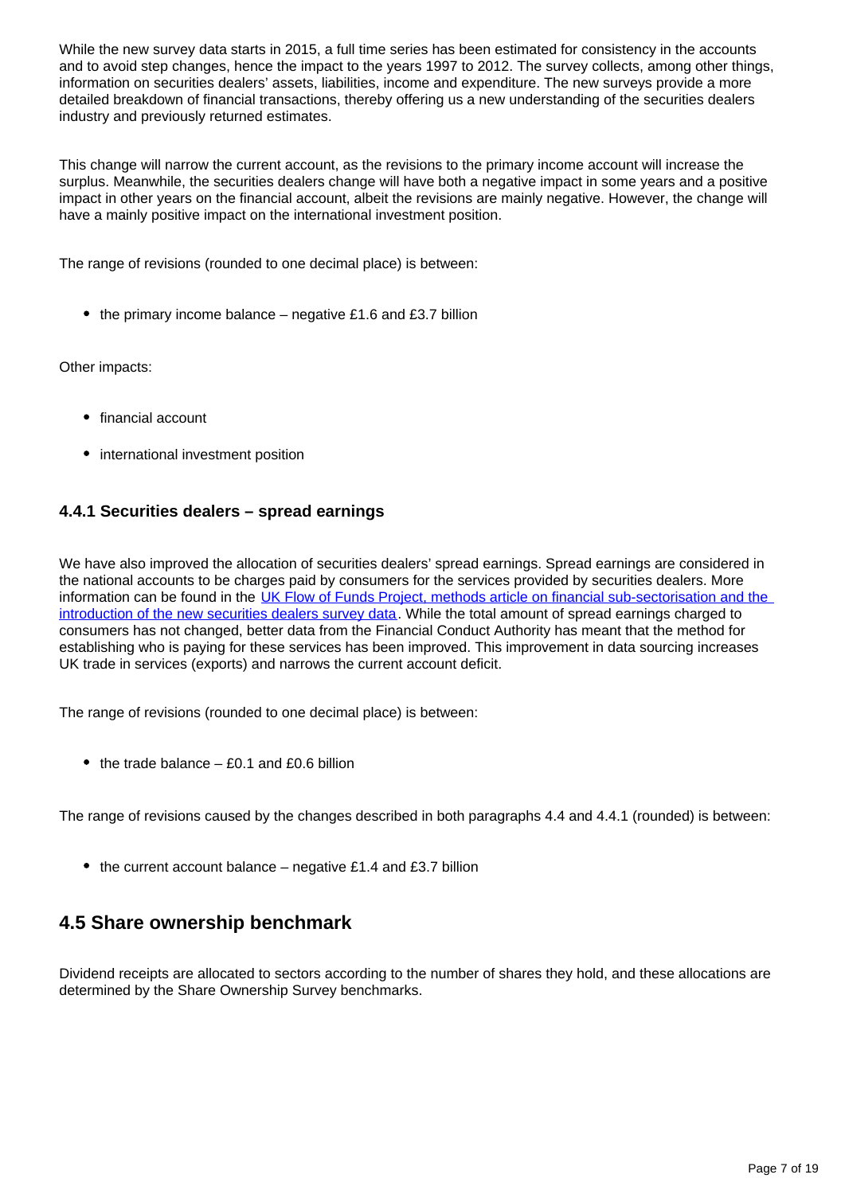While the new survey data starts in 2015, a full time series has been estimated for consistency in the accounts and to avoid step changes, hence the impact to the years 1997 to 2012. The survey collects, among other things, information on securities dealers' assets, liabilities, income and expenditure. The new surveys provide a more detailed breakdown of financial transactions, thereby offering us a new understanding of the securities dealers industry and previously returned estimates.

This change will narrow the current account, as the revisions to the primary income account will increase the surplus. Meanwhile, the securities dealers change will have both a negative impact in some years and a positive impact in other years on the financial account, albeit the revisions are mainly negative. However, the change will have a mainly positive impact on the international investment position.

The range of revisions (rounded to one decimal place) is between:

- the primary income balance – negative £1.6 and £3.7 billion

Other impacts:

- financial account
- international investment position

### 4.4.1 Securities dealers – spread earnings

We have also improved the allocation of securities dealers' spread earnings. Spread earnings are considered in the national accounts to be charges paid by consumers for the services provided by securities dealers. More information can be found in the UK Flow of Funds Project, methods article on financial sub-sectorisation and the introduction of the new securities dealers survey data. While the total amount of spread earnings charged to consumers has not changed, better data from the Financial Conduct Authority has meant that the method for establishing who is paying for these services has been improved. This improvement in data sourcing increases UK trade in services (exports) and narrows the current account deficit.

The range of revisions (rounded to one decimal place) is between:

- the trade balance – £0.1 and £0.6 billion

The range of revisions caused by the changes described in both paragraphs 4.4 and 4.4.1 (rounded) is between:

- the current account balance – negative £1.4 and £3.7 billion

## 4.5 Share ownership benchmark

Dividend receipts are allocated to sectors according to the number of shares they hold, and these allocations are determined by the Share Ownership Survey benchmarks.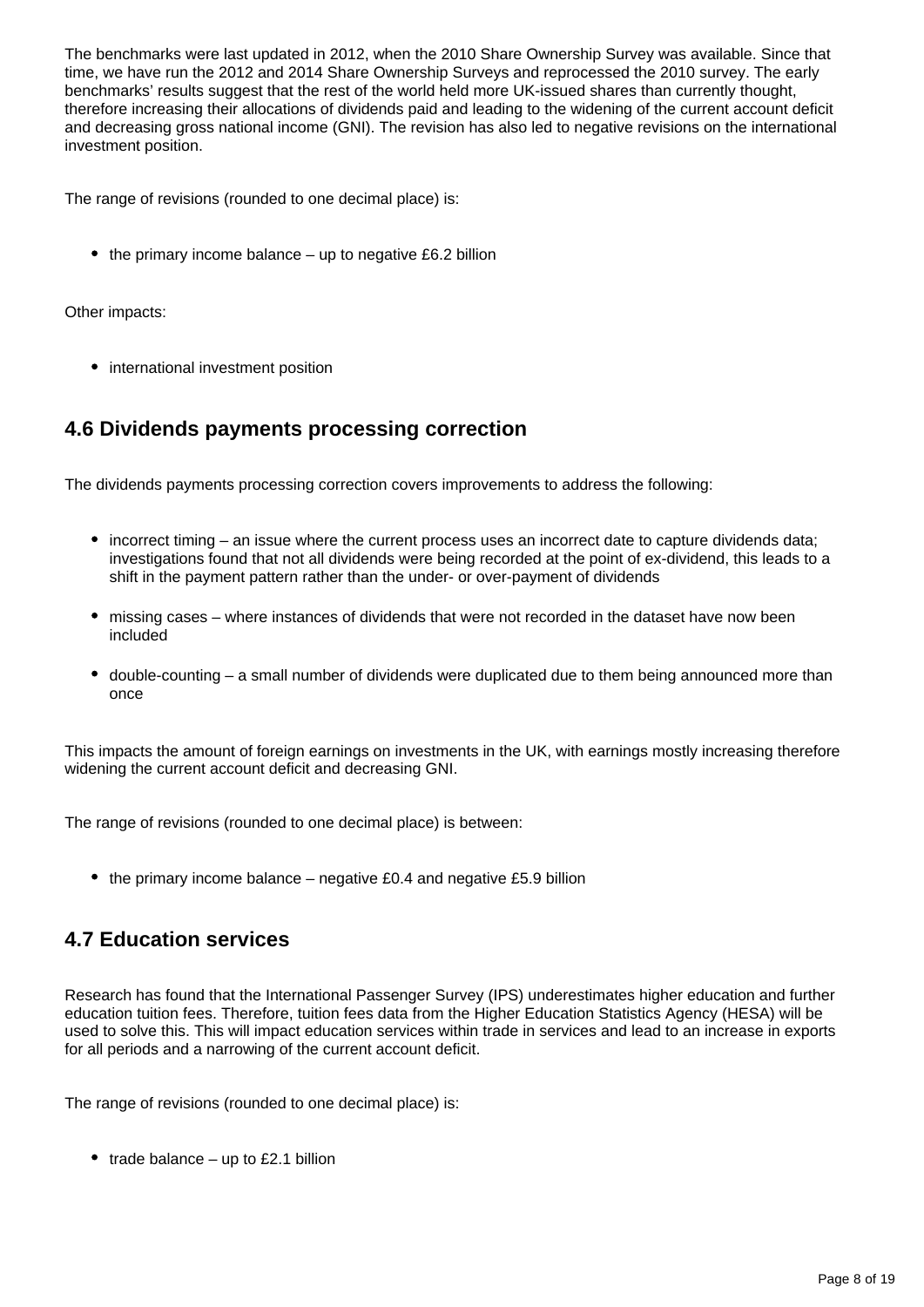The benchmarks were last updated in 2012, when the 2010 Share Ownership Survey was available. Since that time, we have run the 2012 and 2014 Share Ownership Surveys and reprocessed the 2010 survey. The early benchmarks' results suggest that the rest of the world held more UK-issued shares than currently thought, therefore increasing their allocations of dividends paid and leading to the widening of the current account deficit and decreasing gross national income (GNI). The revision has also led to negative revisions on the international investment position.

The range of revisions (rounded to one decimal place) is:

- the primary income balance – up to negative £6.2 billion

Other impacts:

- international investment position

## 4.6 Dividends payments processing correction

The dividends payments processing correction covers improvements to address the following:

- incorrect timing – an issue where the current process uses an incorrect date to capture dividends data; investigations found that not all dividends were being recorded at the point of ex-dividend, this leads to a shift in the payment pattern rather than the under- or over-payment of dividends
- missing cases – where instances of dividends that were not recorded in the dataset have now been included
- double-counting – a small number of dividends were duplicated due to them being announced more than once

This impacts the amount of foreign earnings on investments in the UK, with earnings mostly increasing therefore widening the current account deficit and decreasing GNI.

The range of revisions (rounded to one decimal place) is between:

- the primary income balance – negative £0.4 and negative £5.9 billion

## 4.7 Education services

Research has found that the International Passenger Survey (IPS) underestimates higher education and further education tuition fees. Therefore, tuition fees data from the Higher Education Statistics Agency (HESA) will be used to solve this. This will impact education services within trade in services and lead to an increase in exports for all periods and a narrowing of the current account deficit.

The range of revisions (rounded to one decimal place) is:

- trade balance – up to £2.1 billion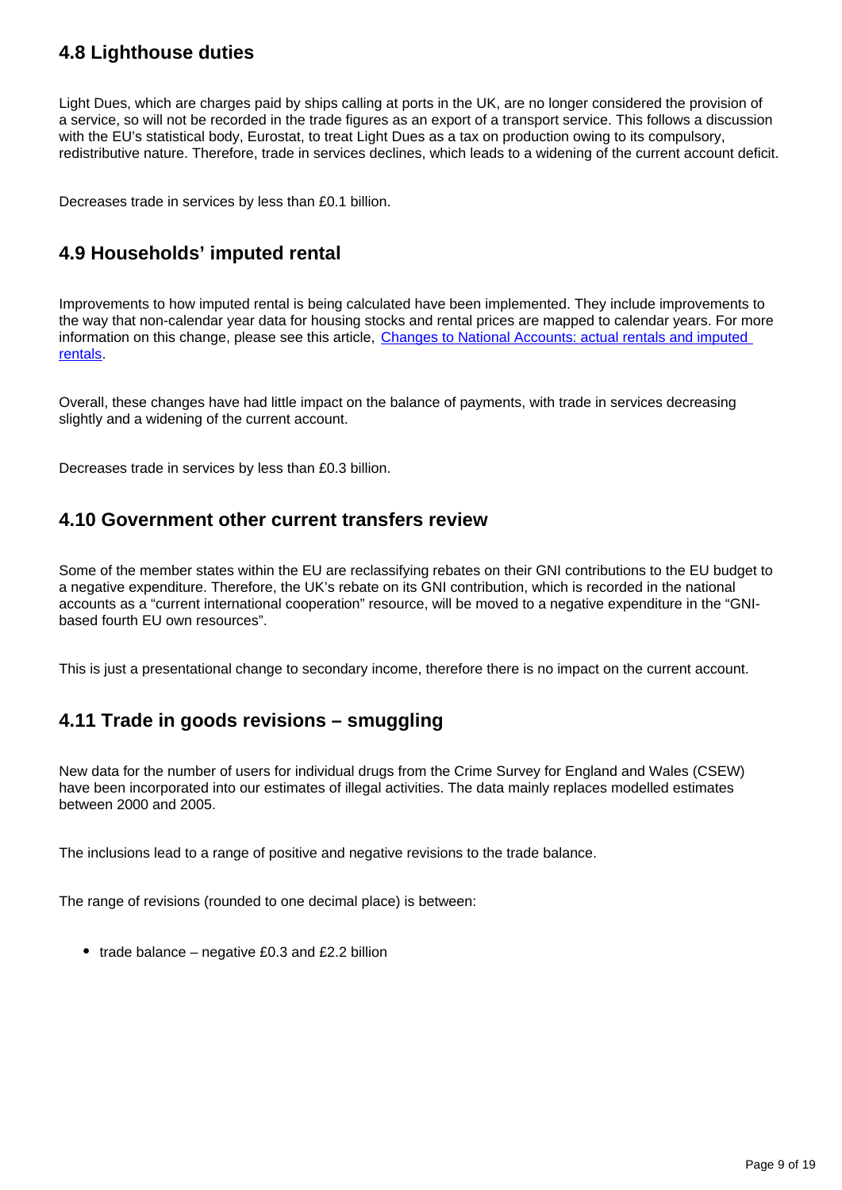## 4.8 Lighthouse duties

Light Dues, which are charges paid by ships calling at ports in the UK, are no longer considered the provision of a service, so will not be recorded in the trade figures as an export of a transport service. This follows a discussion with the EU's statistical body, Eurostat, to treat Light Dues as a tax on production owing to its compulsory, redistributive nature. Therefore, trade in services declines, which leads to a widening of the current account deficit.

Decreases trade in services by less than £0.1 billion.

## 4.9 Households' imputed rental

Improvements to how imputed rental is being calculated have been implemented. They include improvements to the way that non-calendar year data for housing stocks and rental prices are mapped to calendar years. For more information on this change, please see this article, [Changes to National Accounts: actual rentals and imputed rentals](#).

Overall, these changes have had little impact on the balance of payments, with trade in services decreasing slightly and a widening of the current account.

Decreases trade in services by less than £0.3 billion.

## 4.10 Government other current transfers review

Some of the member states within the EU are reclassifying rebates on their GNI contributions to the EU budget to a negative expenditure. Therefore, the UK's rebate on its GNI contribution, which is recorded in the national accounts as a "current international cooperation" resource, will be moved to a negative expenditure in the "GNI-based fourth EU own resources".

This is just a presentational change to secondary income, therefore there is no impact on the current account.

## 4.11 Trade in goods revisions – smuggling

New data for the number of users for individual drugs from the Crime Survey for England and Wales (CSEW) have been incorporated into our estimates of illegal activities. The data mainly replaces modelled estimates between 2000 and 2005.

The inclusions lead to a range of positive and negative revisions to the trade balance.

The range of revisions (rounded to one decimal place) is between:

- trade balance – negative £0.3 and £2.2 billion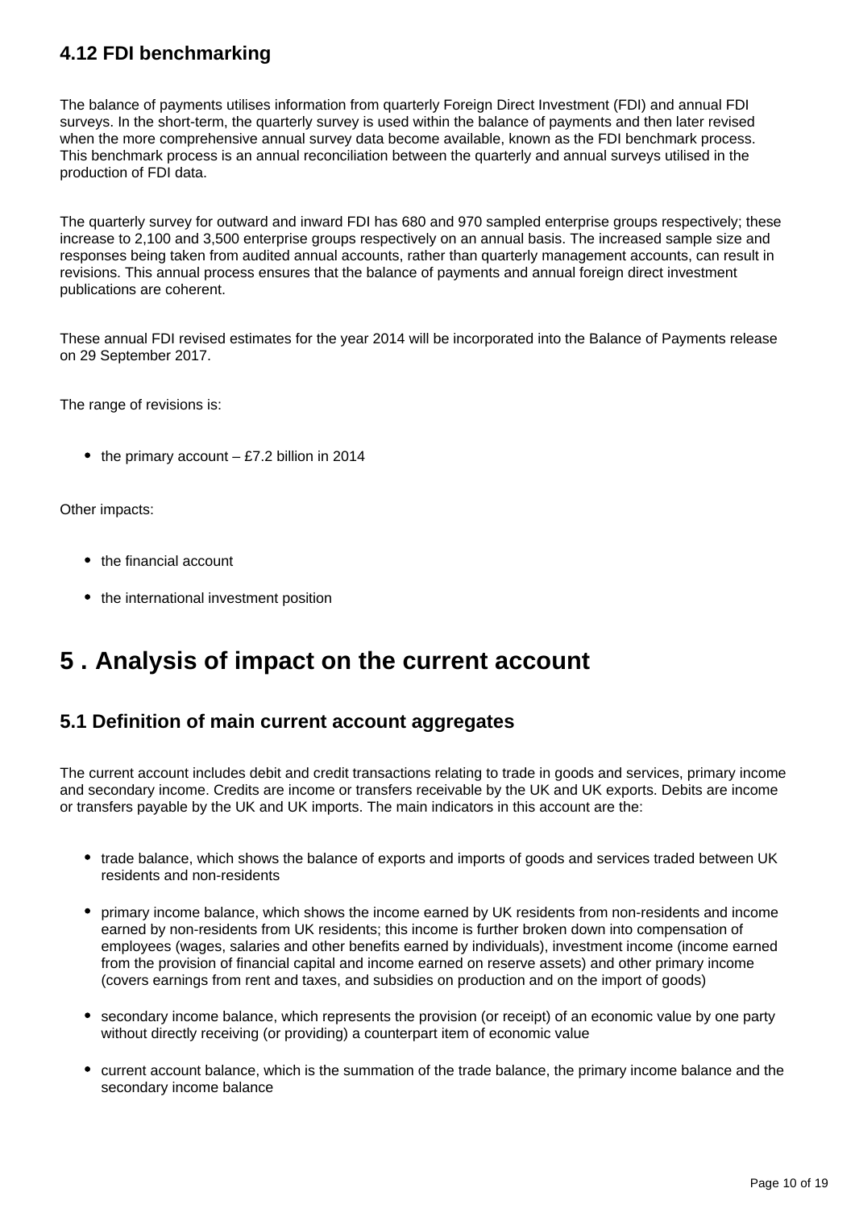### 4.12 FDI benchmarking

The balance of payments utilises information from quarterly Foreign Direct Investment (FDI) and annual FDI surveys. In the short-term, the quarterly survey is used within the balance of payments and then later revised when the more comprehensive annual survey data become available, known as the FDI benchmark process. This benchmark process is an annual reconciliation between the quarterly and annual surveys utilised in the production of FDI data.

The quarterly survey for outward and inward FDI has 680 and 970 sampled enterprise groups respectively; these increase to 2,100 and 3,500 enterprise groups respectively on an annual basis. The increased sample size and responses being taken from audited annual accounts, rather than quarterly management accounts, can result in revisions. This annual process ensures that the balance of payments and annual foreign direct investment publications are coherent.

These annual FDI revised estimates for the year 2014 will be incorporated into the Balance of Payments release on 29 September 2017.

The range of revisions is:

- the primary account – £7.2 billion in 2014

Other impacts:

- the financial account
- the international investment position

## 5 . Analysis of impact on the current account

### 5.1 Definition of main current account aggregates

The current account includes debit and credit transactions relating to trade in goods and services, primary income and secondary income. Credits are income or transfers receivable by the UK and UK exports. Debits are income or transfers payable by the UK and UK imports. The main indicators in this account are the:

- trade balance, which shows the balance of exports and imports of goods and services traded between UK residents and non-residents
- primary income balance, which shows the income earned by UK residents from non-residents and income earned by non-residents from UK residents; this income is further broken down into compensation of employees (wages, salaries and other benefits earned by individuals), investment income (income earned from the provision of financial capital and income earned on reserve assets) and other primary income (covers earnings from rent and taxes, and subsidies on production and on the import of goods)
- secondary income balance, which represents the provision (or receipt) of an economic value by one party without directly receiving (or providing) a counterpart item of economic value
- current account balance, which is the summation of the trade balance, the primary income balance and the secondary income balance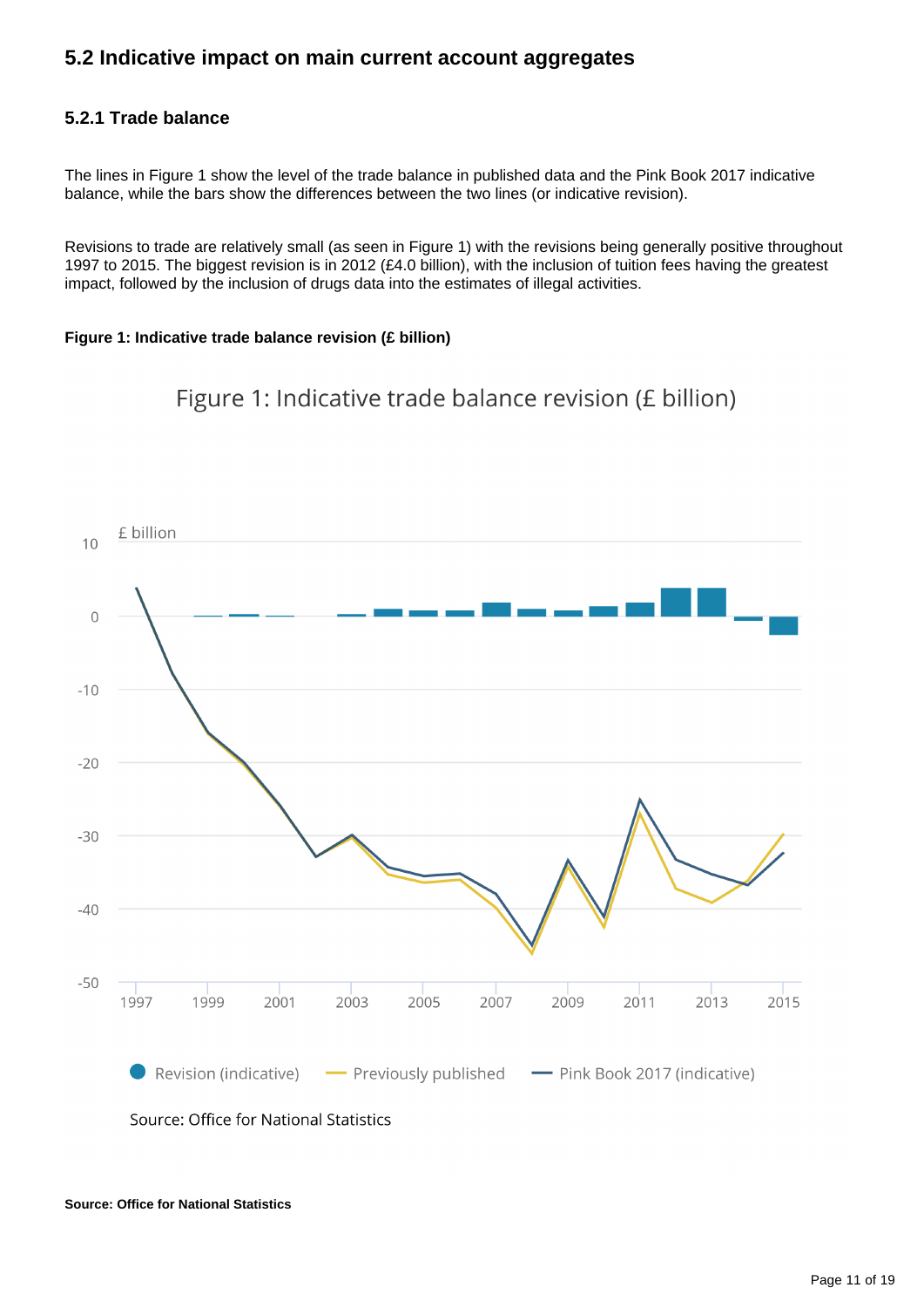## 5.2 Indicative impact on main current account aggregates

### 5.2.1 Trade balance

The lines in Figure 1 show the level of the trade balance in published data and the Pink Book 2017 indicative balance, while the bars show the differences between the two lines (or indicative revision).

Revisions to trade are relatively small (as seen in Figure 1) with the revisions being generally positive throughout 1997 to 2015. The biggest revision is in 2012 (£4.0 billion), with the inclusion of tuition fees having the greatest impact, followed by the inclusion of drugs data into the estimates of illegal activities.

**Figure 1: Indicative trade balance revision (£ billion)**

Figure 1: Indicative trade balance revision (£ billion)

£ billion

Revision (indicative) | Previously published | Pink Book 2017 (indicative)

Source: Office for National Statistics

**Source: Office for National Statistics**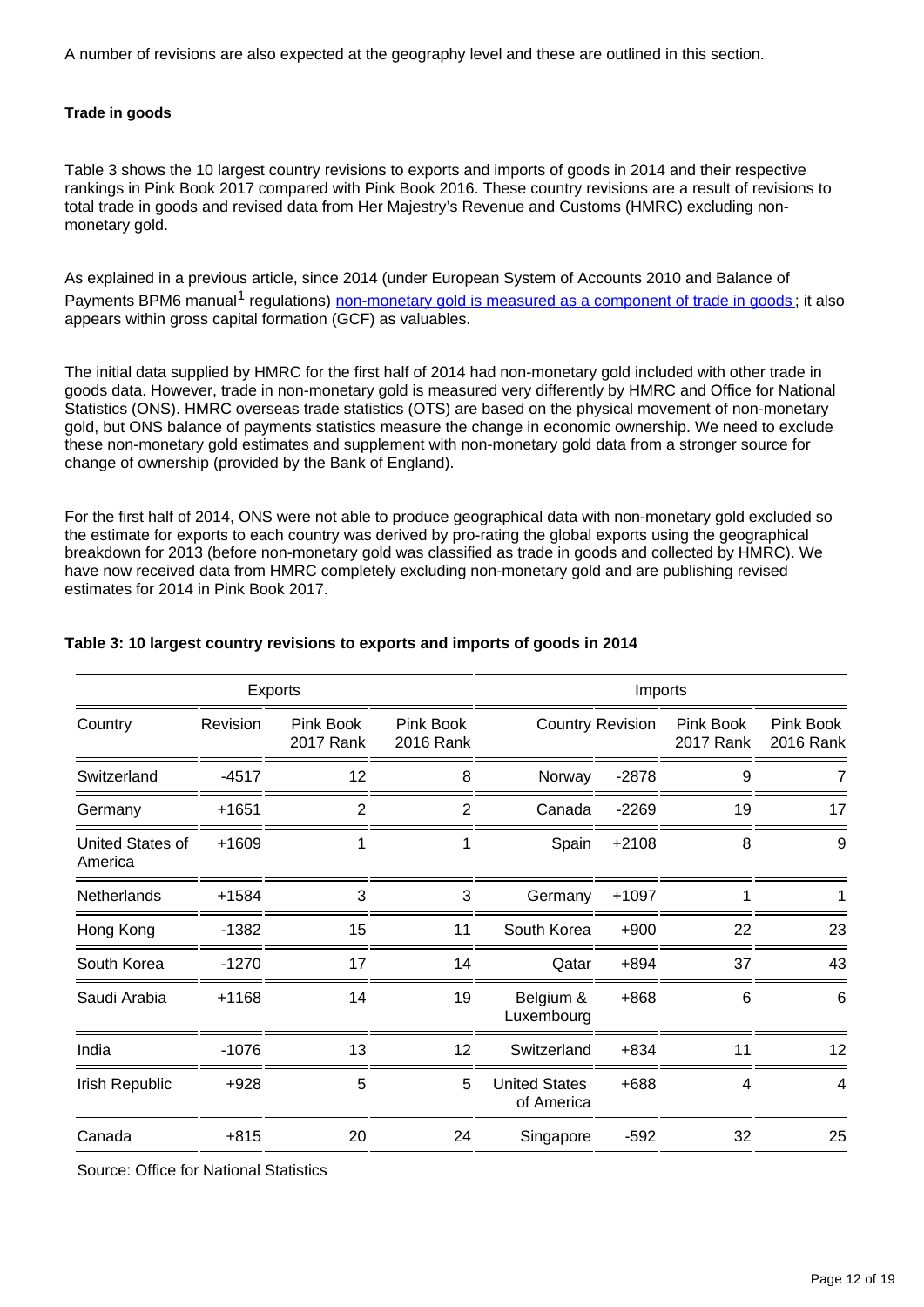A number of revisions are also expected at the geography level and these are outlined in this section.

**Trade in goods**

Table 3 shows the 10 largest country revisions to exports and imports of goods in 2014 and their respective rankings in Pink Book 2017 compared with Pink Book 2016. These country revisions are a result of revisions to total trade in goods and revised data from Her Majesty's Revenue and Customs (HMRC) excluding non-monetary gold.

As explained in a previous article, since 2014 (under European System of Accounts 2010 and Balance of Payments BPM6 manual[1] regulations) non-monetary gold is measured as a component of trade in goods; it also appears within gross capital formation (GCF) as valuables.

The initial data supplied by HMRC for the first half of 2014 had non-monetary gold included with other trade in goods data. However, trade in non-monetary gold is measured very differently by HMRC and Office for National Statistics (ONS). HMRC overseas trade statistics (OTS) are based on the physical movement of non-monetary gold, but ONS balance of payments statistics measure the change in economic ownership. We need to exclude these non-monetary gold estimates and supplement with non-monetary gold data from a stronger source for change of ownership (provided by the Bank of England).

For the first half of 2014, ONS were not able to produce geographical data with non-monetary gold excluded so the estimate for exports to each country was derived by pro-rating the global exports using the geographical breakdown for 2013 (before non-monetary gold was classified as trade in goods and collected by HMRC). We have now received data from HMRC completely excluding non-monetary gold and are publishing revised estimates for 2014 in Pink Book 2017.

**Table 3: 10 largest country revisions to exports and imports of goods in 2014**

| Exports | | | | Imports | | | |
|---|---|---|---|---|---|---|---|
| Country | Revision | Pink Book 2017 Rank | Pink Book 2016 Rank | Country | Revision | Pink Book 2017 Rank | Pink Book 2016 Rank |
| Switzerland | -4517 | 12 | 8 | Norway | -2878 | 9 | 7 |
| Germany | +1651 | 2 | 2 | Canada | -2269 | 19 | 17 |
| United States of America | +1609 | 1 | 1 | Spain | +2108 | 8 | 9 |
| Netherlands | +1584 | 3 | 3 | Germany | +1097 | 1 | 1 |
| Hong Kong | -1382 | 15 | 11 | South Korea | +900 | 22 | 23 |
| South Korea | -1270 | 17 | 14 | Qatar | +894 | 37 | 43 |
| Saudi Arabia | +1168 | 14 | 19 | Belgium & Luxembourg | +868 | 6 | 6 |
| India | -1076 | 13 | 12 | Switzerland | +834 | 11 | 12 |
| Irish Republic | +928 | 5 | 5 | United States of America | +688 | 4 | 4 |
| Canada | +815 | 20 | 24 | Singapore | -592 | 32 | 25 |

Source: Office for National Statistics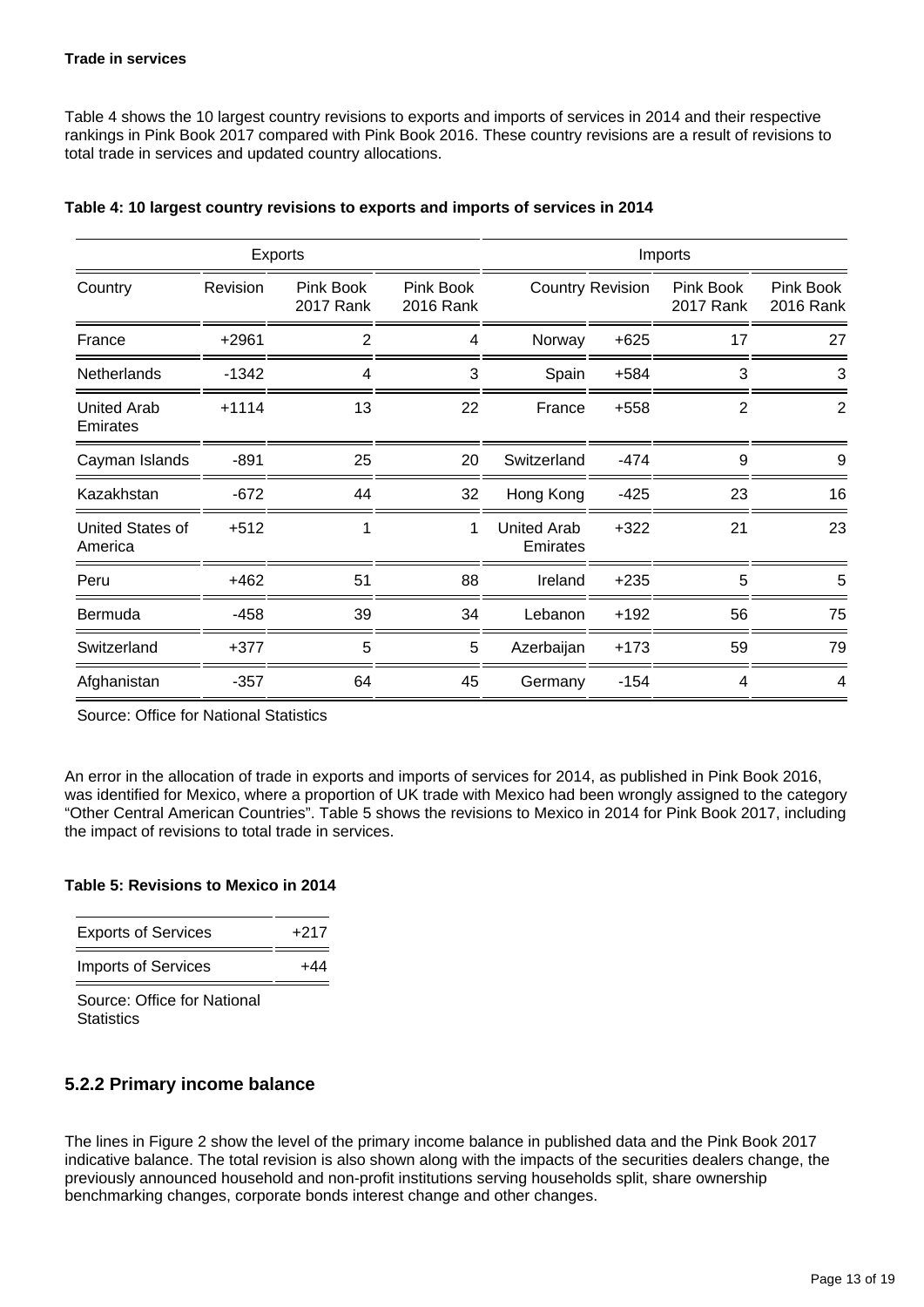**Trade in services**

Table 4 shows the 10 largest country revisions to exports and imports of services in 2014 and their respective rankings in Pink Book 2017 compared with Pink Book 2016. These country revisions are a result of revisions to total trade in services and updated country allocations.

**Table 4: 10 largest country revisions to exports and imports of services in 2014**

| Exports | | | | Imports | | | |
|---|---|---|---|---|---|---|---|
| Country | Revision | Pink Book 2017 Rank | Pink Book 2016 Rank | Country | Revision | Pink Book 2017 Rank | Pink Book 2016 Rank |
| France | +2961 | 2 | 4 | Norway | +625 | 17 | 27 |
| Netherlands | -1342 | 4 | 3 | Spain | +584 | 3 | 3 |
| United Arab Emirates | +1114 | 13 | 22 | France | +558 | 2 | 2 |
| Cayman Islands | -891 | 25 | 20 | Switzerland | -474 | 9 | 9 |
| Kazakhstan | -672 | 44 | 32 | Hong Kong | -425 | 23 | 16 |
| United States of America | +512 | 1 | 1 | United Arab Emirates | +322 | 21 | 23 |
| Peru | +462 | 51 | 88 | Ireland | +235 | 5 | 5 |
| Bermuda | -458 | 39 | 34 | Lebanon | +192 | 56 | 75 |
| Switzerland | +377 | 5 | 5 | Azerbaijan | +173 | 59 | 79 |
| Afghanistan | -357 | 64 | 45 | Germany | -154 | 4 | 4 |

Source: Office for National Statistics

An error in the allocation of trade in exports and imports of services for 2014, as published in Pink Book 2016, was identified for Mexico, where a proportion of UK trade with Mexico had been wrongly assigned to the category "Other Central American Countries". Table 5 shows the revisions to Mexico in 2014 for Pink Book 2017, including the impact of revisions to total trade in services.

**Table 5: Revisions to Mexico in 2014**

| | |
|---|---|
| Exports of Services | +217 |
| Imports of Services | +44 |

Source: Office for National Statistics

## 5.2.2 Primary income balance

The lines in Figure 2 show the level of the primary income balance in published data and the Pink Book 2017 indicative balance. The total revision is also shown along with the impacts of the securities dealers change, the previously announced household and non-profit institutions serving households split, share ownership benchmarking changes, corporate bonds interest change and other changes.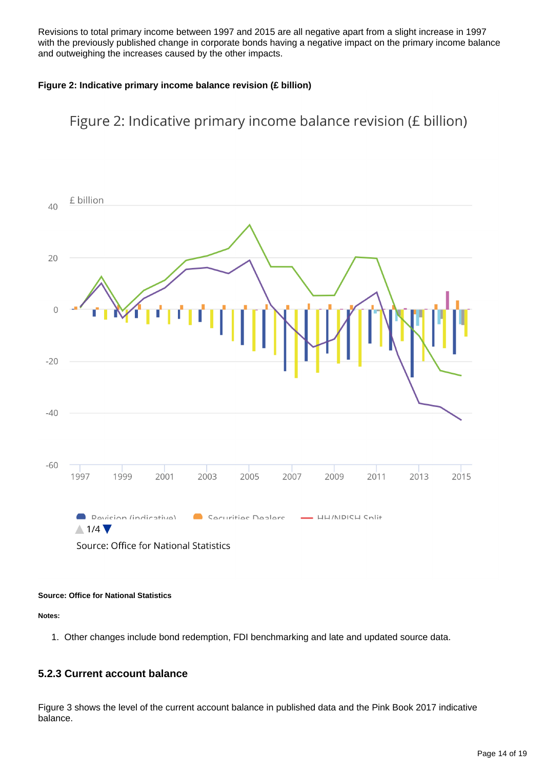Revisions to total primary income between 1997 and 2015 are all negative apart from a slight increase in 1997 with the previously published change in corporate bonds having a negative impact on the primary income balance and outweighing the increases caused by the other impacts.

**Figure 2: Indicative primary income balance revision (£ billion)**

Figure 2: Indicative primary income balance revision (£ billion)

£ billion

Revision (indicative) Securities Dealers HH/NPISH Split

1/4

Source: Office for National Statistics

**Source: Office for National Statistics**

**Notes:**

1. Other changes include bond redemption, FDI benchmarking and late and updated source data.

### 5.2.3 Current account balance

Figure 3 shows the level of the current account balance in published data and the Pink Book 2017 indicative balance.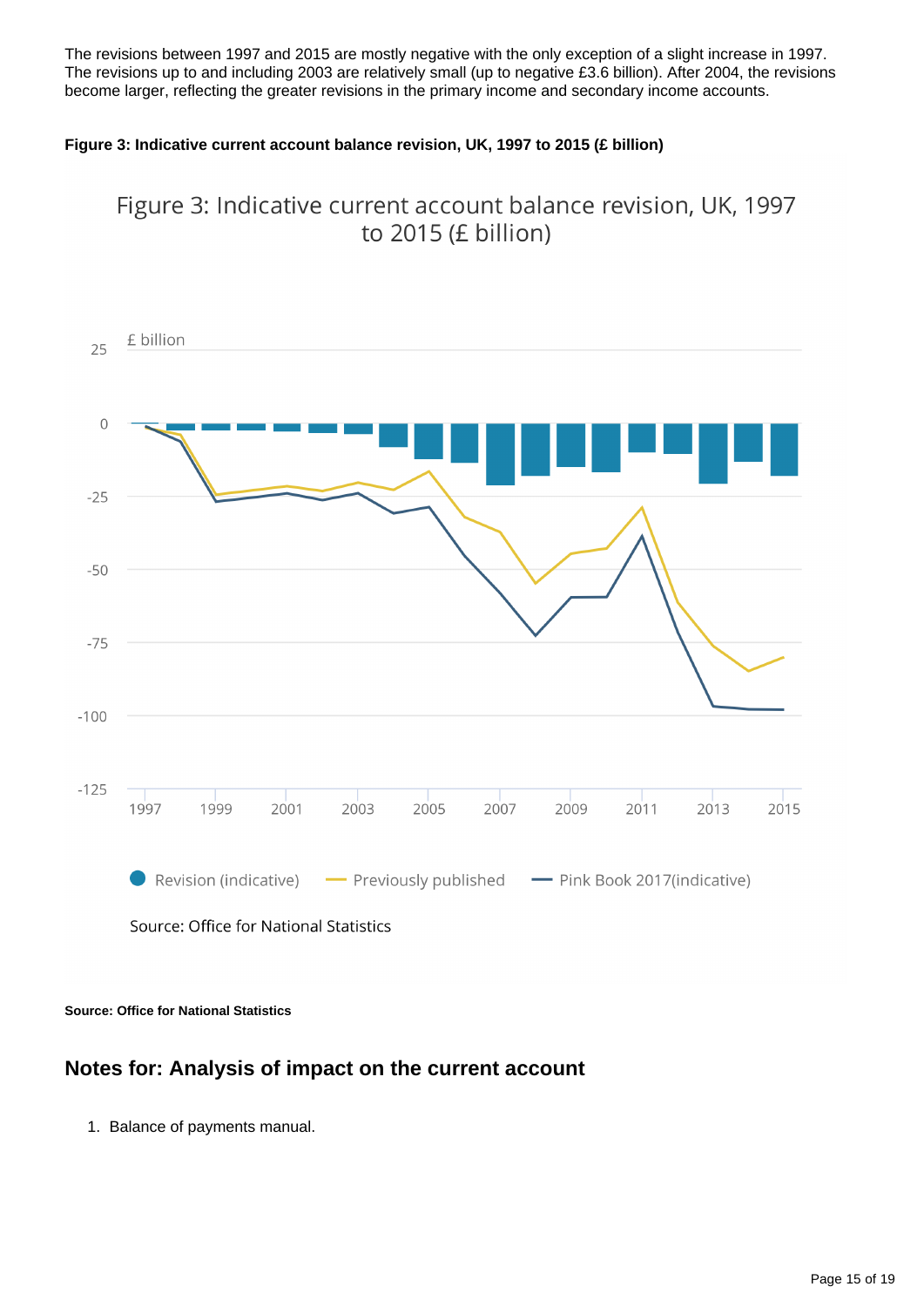The revisions between 1997 and 2015 are mostly negative with the only exception of a slight increase in 1997. The revisions up to and including 2003 are relatively small (up to negative £3.6 billion). After 2004, the revisions become larger, reflecting the greater revisions in the primary income and secondary income accounts.

**Figure 3: Indicative current account balance revision, UK, 1997 to 2015 (£ billion)**

**Source: Office for National Statistics**

## Notes for: Analysis of impact on the current account

1. Balance of payments manual.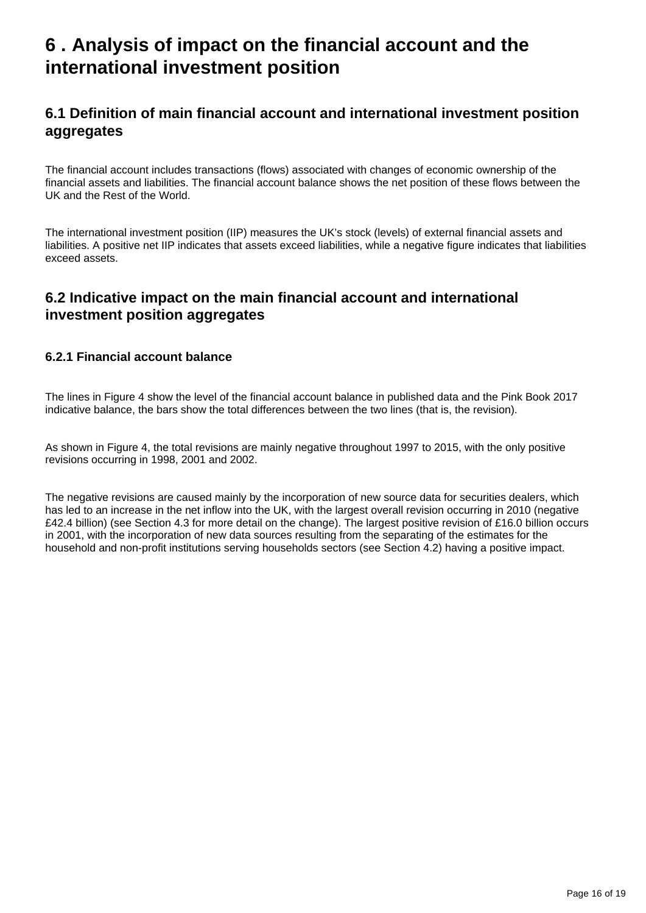# 6 . Analysis of impact on the financial account and the international investment position

## 6.1 Definition of main financial account and international investment position aggregates

The financial account includes transactions (flows) associated with changes of economic ownership of the financial assets and liabilities. The financial account balance shows the net position of these flows between the UK and the Rest of the World.

The international investment position (IIP) measures the UK's stock (levels) of external financial assets and liabilities. A positive net IIP indicates that assets exceed liabilities, while a negative figure indicates that liabilities exceed assets.

## 6.2 Indicative impact on the main financial account and international investment position aggregates

### 6.2.1 Financial account balance

The lines in Figure 4 show the level of the financial account balance in published data and the Pink Book 2017 indicative balance, the bars show the total differences between the two lines (that is, the revision).

As shown in Figure 4, the total revisions are mainly negative throughout 1997 to 2015, with the only positive revisions occurring in 1998, 2001 and 2002.

The negative revisions are caused mainly by the incorporation of new source data for securities dealers, which has led to an increase in the net inflow into the UK, with the largest overall revision occurring in 2010 (negative £42.4 billion) (see Section 4.3 for more detail on the change). The largest positive revision of £16.0 billion occurs in 2001, with the incorporation of new data sources resulting from the separating of the estimates for the household and non-profit institutions serving households sectors (see Section 4.2) having a positive impact.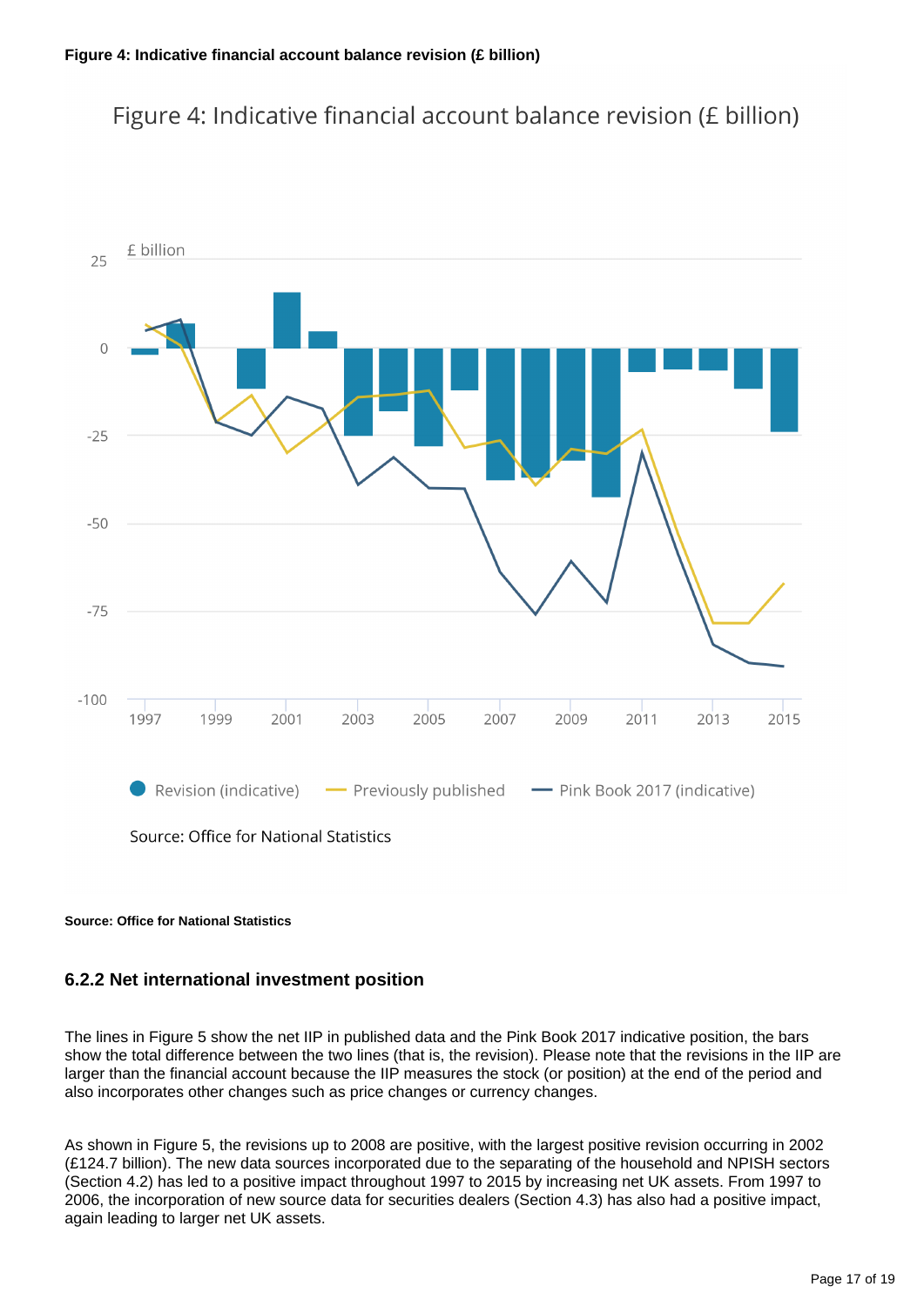**Figure 4: Indicative financial account balance revision (£ billion)**

Figure 4: Indicative financial account balance revision (£ billion)

£ billion

Revision (indicative) — Previously published — Pink Book 2017 (indicative)

Source: Office for National Statistics

**Source: Office for National Statistics**

### 6.2.2 Net international investment position

The lines in Figure 5 show the net IIP in published data and the Pink Book 2017 indicative position, the bars show the total difference between the two lines (that is, the revision). Please note that the revisions in the IIP are larger than the financial account because the IIP measures the stock (or position) at the end of the period and also incorporates other changes such as price changes or currency changes.

As shown in Figure 5, the revisions up to 2008 are positive, with the largest positive revision occurring in 2002 (£124.7 billion). The new data sources incorporated due to the separating of the household and NPISH sectors (Section 4.2) has led to a positive impact throughout 1997 to 2015 by increasing net UK assets. From 1997 to 2006, the incorporation of new source data for securities dealers (Section 4.3) has also had a positive impact, again leading to larger net UK assets.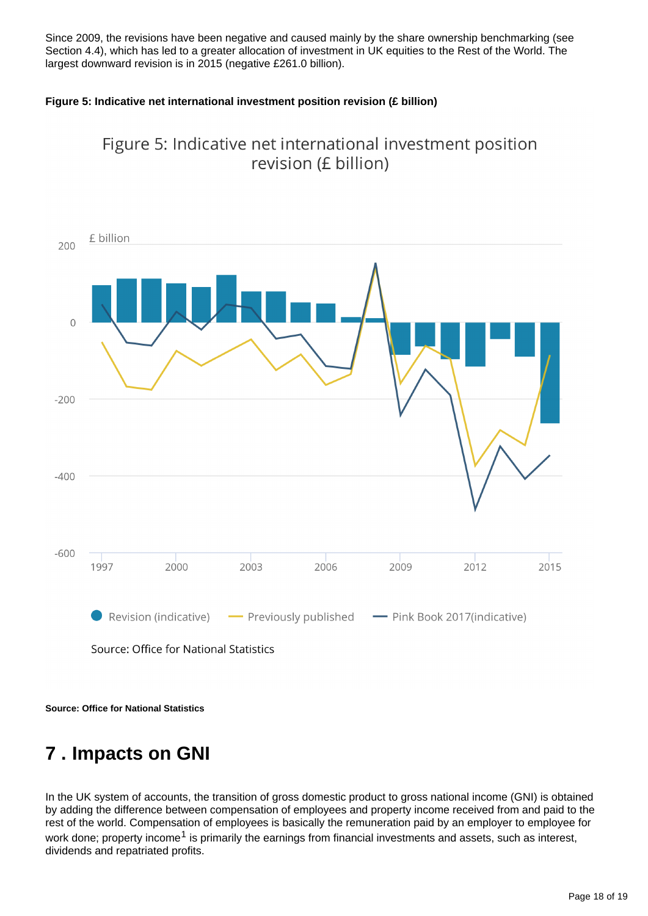Since 2009, the revisions have been negative and caused mainly by the share ownership benchmarking (see Section 4.4), which has led to a greater allocation of investment in UK equities to the Rest of the World. The largest downward revision is in 2015 (negative £261.0 billion).

**Figure 5: Indicative net international investment position revision (£ billion)**

**Source: Office for National Statistics**

# 7 . Impacts on GNI

In the UK system of accounts, the transition of gross domestic product to gross national income (GNI) is obtained by adding the difference between compensation of employees and property income received from and paid to the rest of the world. Compensation of employees is basically the remuneration paid by an employer to employee for work done; property income[1] is primarily the earnings from financial investments and assets, such as interest, dividends and repatriated profits.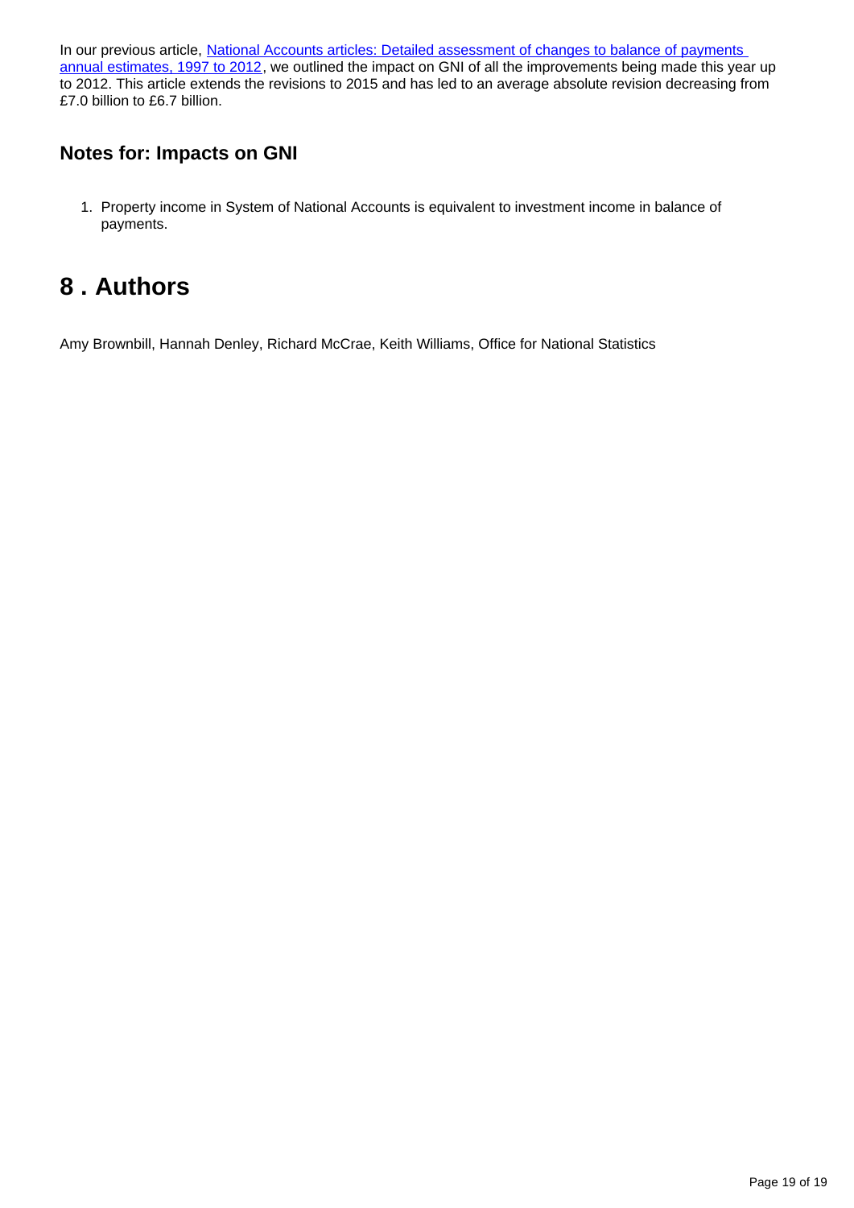In our previous article, National Accounts articles: Detailed assessment of changes to balance of payments annual estimates, 1997 to 2012, we outlined the impact on GNI of all the improvements being made this year up to 2012. This article extends the revisions to 2015 and has led to an average absolute revision decreasing from £7.0 billion to £6.7 billion.

### Notes for: Impacts on GNI

1. Property income in System of National Accounts is equivalent to investment income in balance of payments.

## 8 . Authors

Amy Brownbill, Hannah Denley, Richard McCrae, Keith Williams, Office for National Statistics